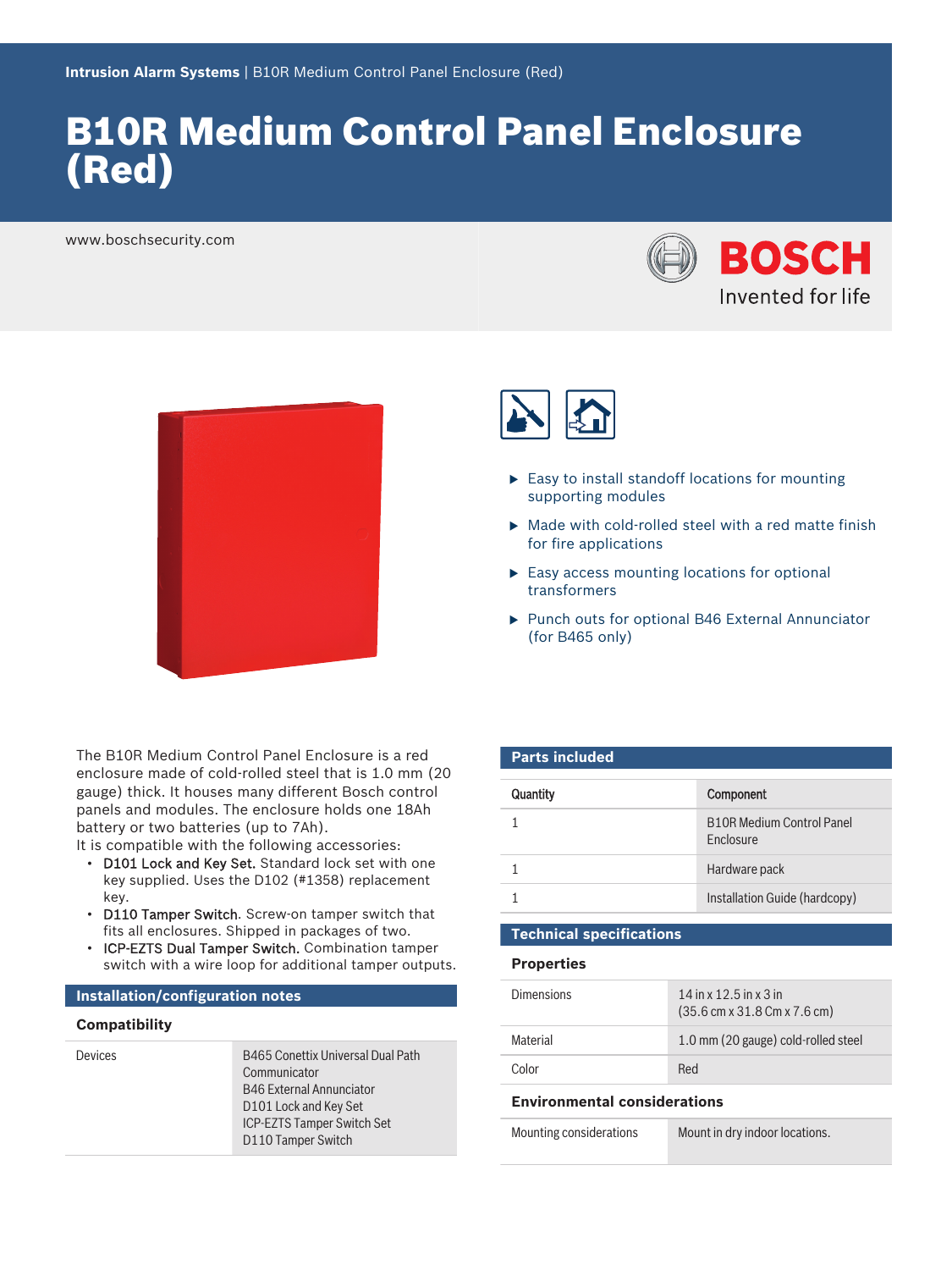Intrusion Alarm Systems | B10R Medium Control Panel Enclosure (Red)

# B10R Medium Control Panel Enclosure (Red)

www.boschsecurity.com

BOSCH
Invented for life

- Easy to install standoff locations for mounting supporting modules
- Made with cold-rolled steel with a red matte finish for fire applications
- Easy access mounting locations for optional transformers
- Punch outs for optional B46 External Annunciator (for B465 only)

The B10R Medium Control Panel Enclosure is a red enclosure made of cold-rolled steel that is 1.0 mm (20 gauge) thick. It houses many different Bosch control panels and modules. The enclosure holds one 18Ah battery or two batteries (up to 7Ah).

It is compatible with the following accessories:

- **D101 Lock and Key Set.** Standard lock set with one key supplied. Uses the D102 (#1358) replacement key.
- **D110 Tamper Switch**. Screw-on tamper switch that fits all enclosures. Shipped in packages of two.
- **ICP-EZTS Dual Tamper Switch.** Combination tamper switch with a wire loop for additional tamper outputs.

## Installation/configuration notes

### Compatibility

| | |
|---|---|
| Devices | B465 Conettix Universal Dual Path Communicator<br>B46 External Annunciator<br>D101 Lock and Key Set<br>ICP-EZTS Tamper Switch Set<br>D110 Tamper Switch |

## Parts included

| Quantity | Component |
|---|---|
| 1 | B10R Medium Control Panel Enclosure |
| 1 | Hardware pack |
| 1 | Installation Guide (hardcopy) |

## Technical specifications

### Properties

| | |
|---|---|
| Dimensions | 14 in x 12.5 in x 3 in<br>(35.6 cm x 31.8 Cm x 7.6 cm) |
| Material | 1.0 mm (20 gauge) cold-rolled steel |
| Color | Red |

### Environmental considerations

| | |
|---|---|
| Mounting considerations | Mount in dry indoor locations. |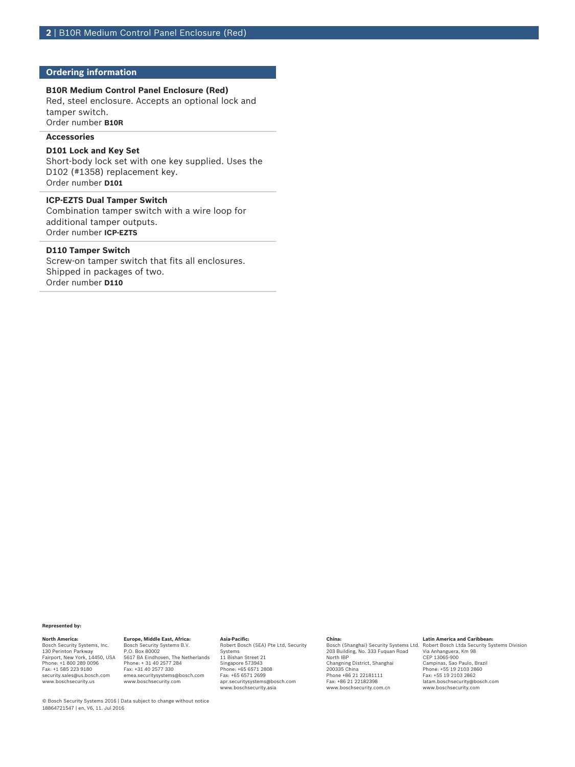## Ordering information

**B10R Medium Control Panel Enclosure (Red)**
Red, steel enclosure. Accepts an optional lock and tamper switch.
Order number **B10R**

**Accessories**

**D101 Lock and Key Set**
Short-body lock set with one key supplied. Uses the D102 (#1358) replacement key.
Order number **D101**

**ICP-EZTS Dual Tamper Switch**
Combination tamper switch with a wire loop for additional tamper outputs.
Order number **ICP-EZTS**

**D110 Tamper Switch**
Screw-on tamper switch that fits all enclosures. Shipped in packages of two.
Order number **D110**

**Represented by:**

**North America:**
Bosch Security Systems, Inc.
130 Perinton Parkway
Fairport, New York, 14450, USA
Phone: +1 800 289 0096
Fax: +1 585 223 9180
security.sales@us.bosch.com
www.boschsecurity.us

**Europe, Middle East, Africa:**
Bosch Security Systems B.V.
P.O. Box 80002
5617 BA Eindhoven, The Netherlands
Phone: + 31 40 2577 284
Fax: +31 40 2577 330
emea.securitysystems@bosch.com
www.boschsecurity.com

**Asia-Pacific:**
Robert Bosch (SEA) Pte Ltd, Security Systems
11 Bishan Street 21
Singapore 573943
Phone: +65 6571 2808
Fax: +65 6571 2699
apr.securitysystems@bosch.com
www.boschsecurity.asia

**China:**
Bosch (Shanghai) Security Systems Ltd.
203 Building, No. 333 Fuquan Road
North IBP
Changning District, Shanghai
200335 China
Phone +86 21 22181111
Fax: +86 21 22182398
www.boschsecurity.com.cn

**Latin America and Caribbean:**
Robert Bosch Ltda Security Systems Division
Via Anhanguera, Km 98
CEP 13065-900
Campinas, Sao Paulo, Brazil
Phone: +55 19 2103 2860
Fax: +55 19 2103 2862
latam.boschsecurity@bosch.com
www.boschsecurity.com

© Bosch Security Systems 2016 | Data subject to change without notice
18864721547 | en, V6, 11. Jul 2016